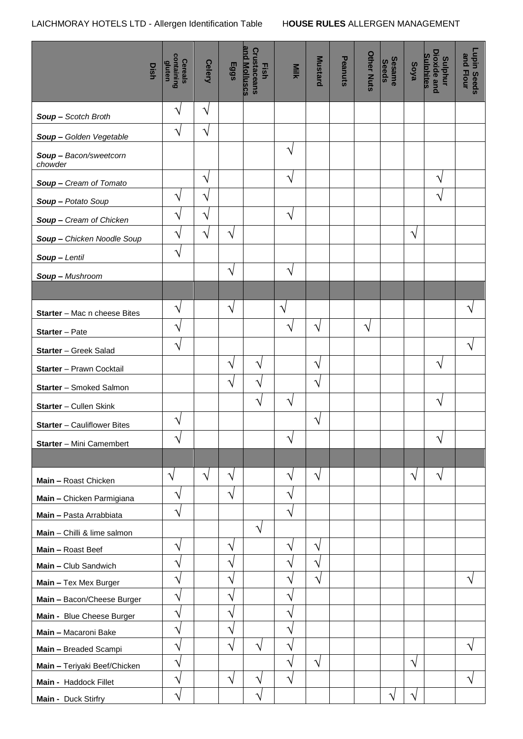LAICHMORAY HOTELS LTD - Allergen Identification Table HOUSE RULES ALLERGEN MANAGEMENT

| Dish | Cereals containing gluten | Celery | Eggs | Fish Crustaceans and Molluscs | Milk | Mustard | Peanuts | Other Nuts | Sesame Seeds | Soya | Sulphur Dioxide and Sulphites | Lupin Seeds and Flour |
|---|---|---|---|---|---|---|---|---|---|---|---|---|
| **Soup –** *Scotch Broth* | √ | √ | | | | | | | | | | |
| **Soup –** *Golden Vegetable* | √ | √ | | | | | | | | | | |
| **Soup –** *Bacon/sweetcorn chowder* | | | | | √ | | | | | | | |
| **Soup –** *Cream of Tomato* | | √ | | | √ | | | | | | √ | |
| **Soup –** *Potato Soup* | √ | √ | | | | | | | | | √ | |
| **Soup –** *Cream of Chicken* | √ | √ | | | √ | | | | | | | |
| **Soup –** *Chicken Noodle Soup* | √ | √ | √ | | | | | | | √ | | |
| **Soup –** *Lentil* | √ | | | | | | | | | | | |
| **Soup –** *Mushroom* | | | √ | | √ | | | | | | | |
| | | | | | | | | | | | | |
| **Starter** – Mac n cheese Bites | √ | | √ | | √ | | | | | | | √ |
| **Starter** – Pate | √ | | | | √ | √ | | √ | | | | |
| **Starter** – Greek Salad | √ | | | | | | | | | | | √ |
| **Starter** – Prawn Cocktail | | | √ | √ | | √ | | | | | √ | |
| **Starter** – Smoked Salmon | | | √ | √ | | √ | | | | | | |
| **Starter** – Cullen Skink | | | | √ | √ | | | | | | √ | |
| **Starter** – Cauliflower Bites | √ | | | | | √ | | | | | | |
| **Starter** – Mini Camembert | √ | | | | √ | | | | | | √ | |
| | | | | | | | | | | | | |
| **Main –** Roast Chicken | √ | √ | √ | | √ | √ | | | | √ | √ | |
| **Main –** Chicken Parmigiana | √ | | √ | | √ | | | | | | | |
| **Main –** Pasta Arrabbiata | √ | | | | √ | | | | | | | |
| **Main** – Chilli & lime salmon | | | | √ | | | | | | | | |
| **Main –** Roast Beef | √ | | √ | | √ | √ | | | | | | |
| **Main –** Club Sandwich | √ | | √ | | √ | √ | | | | | | |
| **Main –** Tex Mex Burger | √ | | √ | | √ | √ | | | | | | √ |
| **Main –** Bacon/Cheese Burger | √ | | √ | | √ | | | | | | | |
| **Main -** Blue Cheese Burger | √ | | √ | | √ | | | | | | | |
| **Main –** Macaroni Bake | √ | | √ | | √ | | | | | | | |
| **Main –** Breaded Scampi | √ | | √ | √ | √ | | | | | | | √ |
| **Main –** Teriyaki Beef/Chicken | √ | | | | √ | √ | | | | √ | | |
| **Main -** Haddock Fillet | √ | | √ | √ | √ | | | | | | | √ |
| **Main -** Duck Stirfry | √ | | | √ | | | | | √ | √ | | |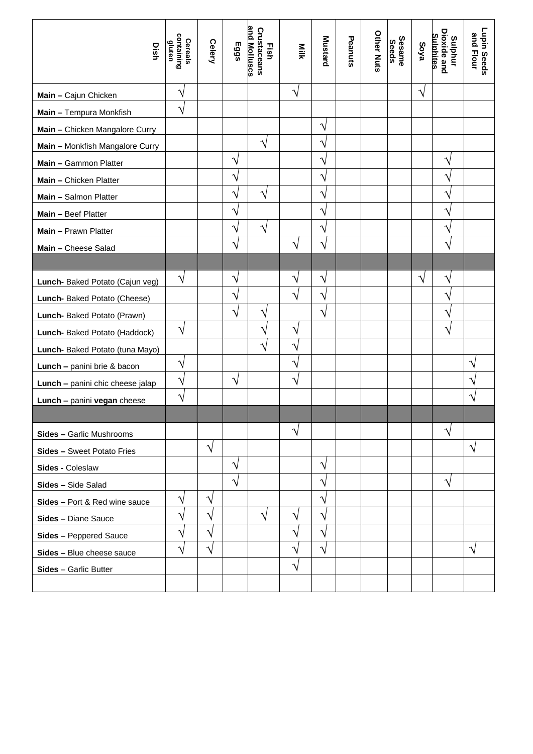| Dish | Cereals containing gluten | Celery | Eggs | Fish Crustaceans and Molluscs | Milk | Mustard | Peanuts | Other Nuts | Sesame Seeds | Soya | Sulphur Dioxide and Sulphites | Lupin Seeds and Flour |
|---|---|---|---|---|---|---|---|---|---|---|---|---|
| **Main –** Cajun Chicken | √ | | | | √ | | | | | √ | | |
| **Main –** Tempura Monkfish | √ | | | | | | | | | | | |
| **Main –** Chicken Mangalore Curry | | | | | | √ | | | | | | |
| **Main –** Monkfish Mangalore Curry | | | | √ | | √ | | | | | | |
| **Main –** Gammon Platter | | | √ | | | √ | | | | | √ | |
| **Main –** Chicken Platter | | | √ | | | √ | | | | | √ | |
| **Main –** Salmon Platter | | | √ | √ | | √ | | | | | √ | |
| **Main –** Beef Platter | | | √ | | | √ | | | | | √ | |
| **Main –** Prawn Platter | | | √ | √ | | √ | | | | | √ | |
| **Main –** Cheese Salad | | | √ | | √ | √ | | | | | √ | |
| | | | | | | | | | | | | |
| **Lunch-** Baked Potato (Cajun veg) | √ | | √ | | √ | √ | | | | √ | √ | |
| **Lunch-** Baked Potato (Cheese) | | | √ | | √ | √ | | | | | √ | |
| **Lunch-** Baked Potato (Prawn) | | | √ | √ | | √ | | | | | √ | |
| **Lunch-** Baked Potato (Haddock) | √ | | | √ | √ | | | | | | √ | |
| **Lunch-** Baked Potato (tuna Mayo) | | | | √ | √ | | | | | | | |
| **Lunch –** panini brie & bacon | √ | | | | √ | | | | | | | √ |
| **Lunch –** panini chic cheese jalap | √ | | √ | | √ | | | | | | | √ |
| **Lunch –** panini **vegan** cheese | √ | | | | | | | | | | | √ |
| | | | | | | | | | | | | |
| **Sides –** Garlic Mushrooms | | | | | √ | | | | | | √ | |
| **Sides –** Sweet Potato Fries | | √ | | | | | | | | | | √ |
| **Sides -** Coleslaw | | | √ | | | √ | | | | | | |
| **Sides –** Side Salad | | | √ | | | √ | | | | | √ | |
| **Sides –** Port & Red wine sauce | √ | √ | | | | √ | | | | | | |
| **Sides –** Diane Sauce | √ | √ | | √ | √ | √ | | | | | | |
| **Sides –** Peppered Sauce | √ | √ | | | √ | √ | | | | | | |
| **Sides –** Blue cheese sauce | √ | √ | | | √ | √ | | | | | | √ |
| **Sides** – Garlic Butter | | | | | √ | | | | | | | |
| | | | | | | | | | | | | |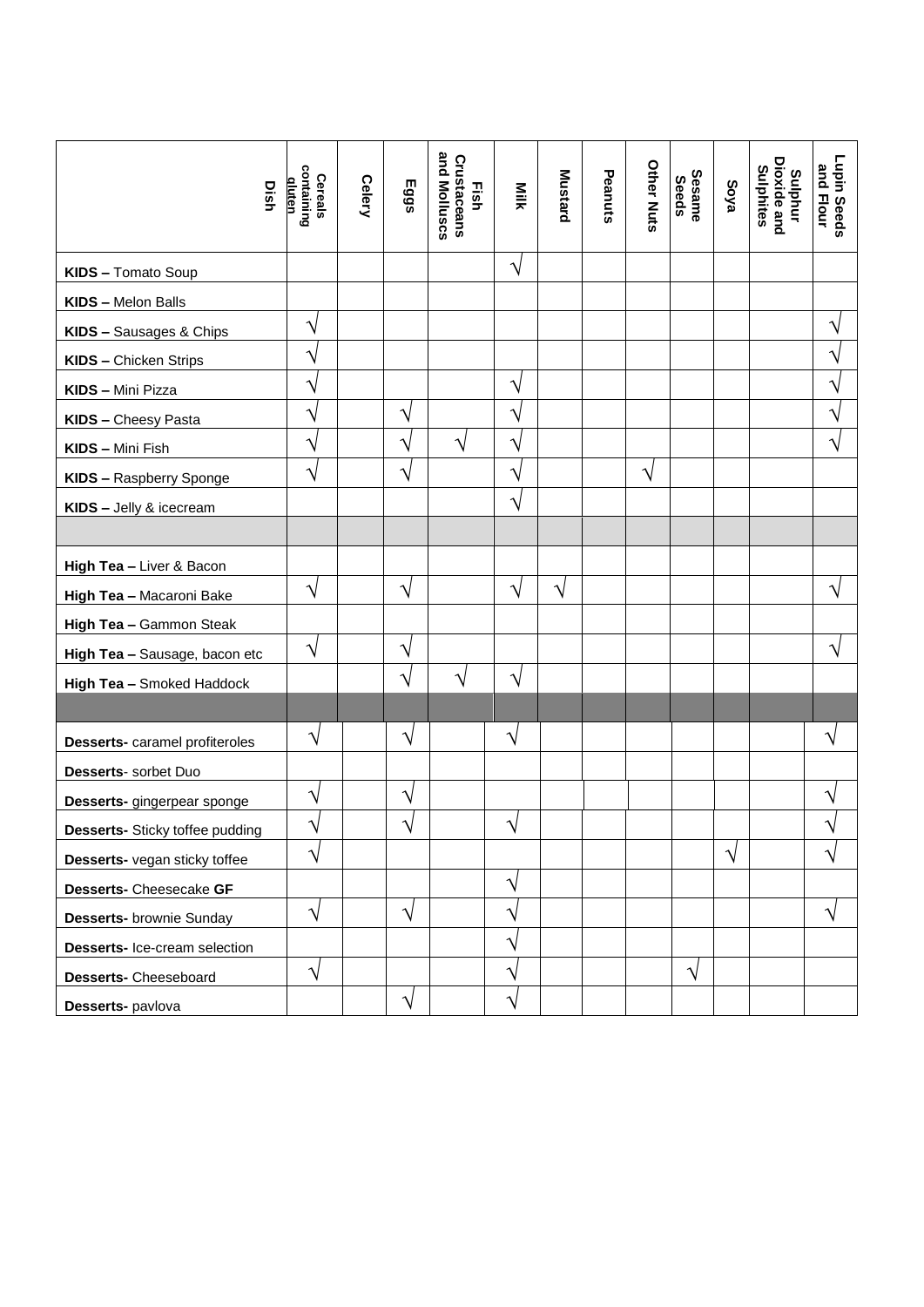| Dish | Cereals containing gluten | Celery | Eggs | Fish Crustaceans and Molluscs | Milk | Mustard | Peanuts | Other Nuts | Sesame Seeds | Soya | Sulphur Dioxide and Sulphites | Lupin Seeds and Flour |
|---|---|---|---|---|---|---|---|---|---|---|---|---|
| **KIDS –** Tomato Soup | | | | | √ | | | | | | | |
| **KIDS –** Melon Balls | | | | | | | | | | | | |
| **KIDS –** Sausages & Chips | √ | | | | | | | | | | | √ |
| **KIDS –** Chicken Strips | √ | | | | | | | | | | | √ |
| **KIDS –** Mini Pizza | √ | | | | √ | | | | | | | √ |
| **KIDS –** Cheesy Pasta | √ | | √ | | √ | | | | | | | √ |
| **KIDS –** Mini Fish | √ | | √ | √ | √ | | | | | | | √ |
| **KIDS –** Raspberry Sponge | √ | | √ | | √ | | | √ | | | | |
| **KIDS –** Jelly & icecream | | | | | √ | | | | | | | |
| | | | | | | | | | | | | |
| **High Tea –** Liver & Bacon | | | | | | | | | | | | |
| **High Tea –** Macaroni Bake | √ | | √ | | √ | √ | | | | | | √ |
| **High Tea –** Gammon Steak | | | | | | | | | | | | |
| **High Tea –** Sausage, bacon etc | √ | | √ | | | | | | | | | √ |
| **High Tea –** Smoked Haddock | | | √ | √ | √ | | | | | | | |
| | | | | | | | | | | | | |
| **Desserts-** caramel profiteroles | √ | | √ | | √ | | | | | | | √ |
| **Desserts**- sorbet Duo | | | | | | | | | | | | |
| **Desserts-** gingerpear sponge | √ | | √ | | | | | | | | | √ |
| **Desserts-** Sticky toffee pudding | √ | | √ | | √ | | | | | | | √ |
| **Desserts-** vegan sticky toffee | √ | | | | | | | | | √ | | √ |
| **Desserts-** Cheesecake **GF** | | | | | √ | | | | | | | |
| **Desserts-** brownie Sunday | √ | | √ | | √ | | | | | | | √ |
| **Desserts-** Ice-cream selection | | | | | √ | | | | | | | |
| **Desserts-** Cheeseboard | √ | | | | √ | | | | √ | | | |
| **Desserts-** pavlova | | | √ | | √ | | | | | | | |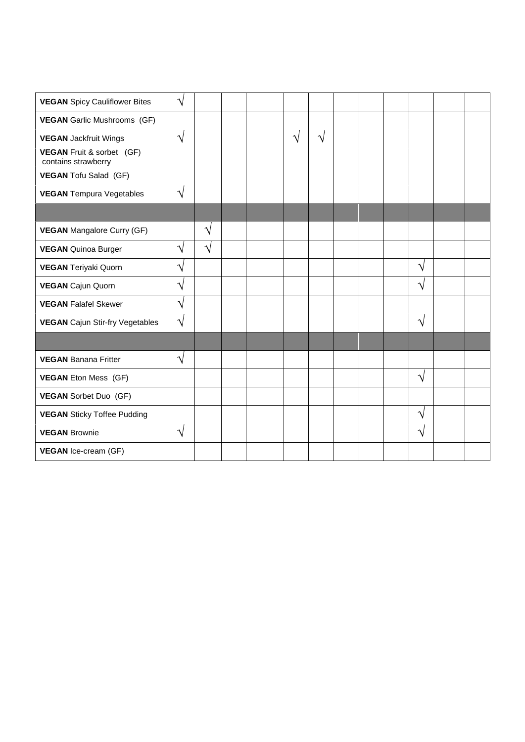| | | | | | | | | | | | | |
|---|---|---|---|---|---|---|---|---|---|---|---|---|
| **VEGAN** Spicy Cauliflower Bites | √ | | | | | | | | | | | |
| **VEGAN** Garlic Mushrooms (GF) | | | | | | | | | | | | |
| **VEGAN** Jackfruit Wings | √ | | | | √ | √ | | | | | | |
| **VEGAN** Fruit & sorbet (GF) contains strawberry | | | | | | | | | | | | |
| **VEGAN** Tofu Salad (GF) | | | | | | | | | | | | |
| **VEGAN** Tempura Vegetables | √ | | | | | | | | | | | |
| | | | | | | | | | | | | |
| **VEGAN** Mangalore Curry (GF) | | √ | | | | | | | | | | |
| **VEGAN** Quinoa Burger | √ | √ | | | | | | | | | | |
| **VEGAN** Teriyaki Quorn | √ | | | | | | | | | √ | | |
| **VEGAN** Cajun Quorn | √ | | | | | | | | | √ | | |
| **VEGAN** Falafel Skewer | √ | | | | | | | | | | | |
| **VEGAN** Cajun Stir-fry Vegetables | √ | | | | | | | | | √ | | |
| | | | | | | | | | | | | |
| **VEGAN** Banana Fritter | √ | | | | | | | | | | | |
| **VEGAN** Eton Mess (GF) | | | | | | | | | | √ | | |
| **VEGAN** Sorbet Duo (GF) | | | | | | | | | | | | |
| **VEGAN** Sticky Toffee Pudding | | | | | | | | | | √ | | |
| **VEGAN** Brownie | √ | | | | | | | | | √ | | |
| **VEGAN** Ice-cream (GF) | | | | | | | | | | | | |